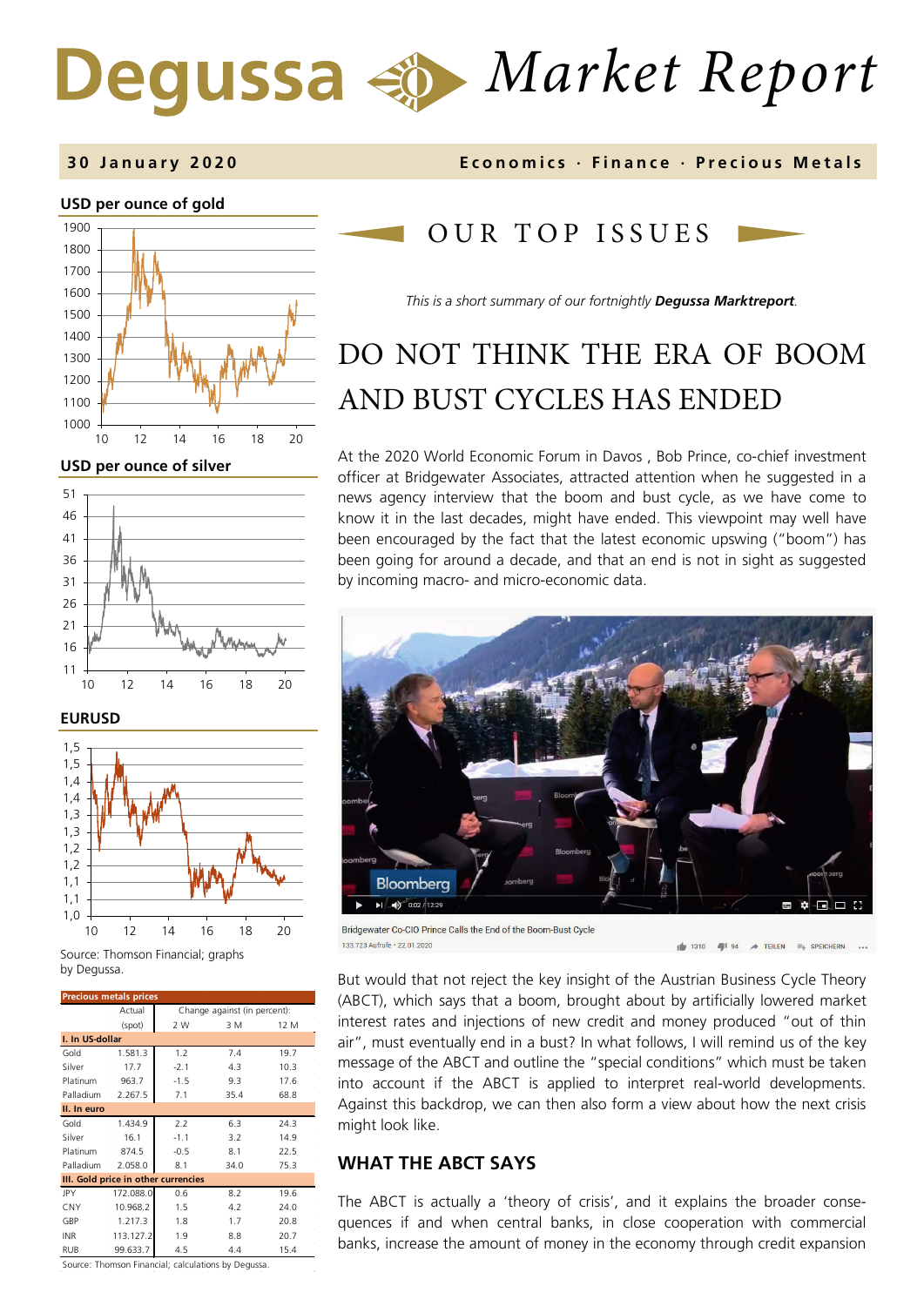# Degussa Market Report

**30 January 2020** — Economics · Finance · Precious Metals

**USD per ounce of gold**

**USD per ounce of silver**

**EURUSD**

Source: Thomson Financial; graphs by Degussa.

| Precious metals prices | Actual | Change against (in percent): | | |
|---|---|---|---|---|
| | (spot) | 2 W | 3 M | 12 M |
| **I. In US-dollar** | | | | |
| Gold | 1.581.3 | 1.2 | 7.4 | 19.7 |
| Silver | 17.7 | -2.1 | 4.3 | 10.3 |
| Platinum | 963.7 | -1.5 | 9.3 | 17.6 |
| Palladium | 2.267.5 | 7.1 | 35.4 | 68.8 |
| **II. In euro** | | | | |
| Gold | 1.434.9 | 2.2 | 6.3 | 24.3 |
| Silver | 16.1 | -1.1 | 3.2 | 14.9 |
| Platinum | 874.5 | -0.5 | 8.1 | 22.5 |
| Palladium | 2.058.0 | 8.1 | 34.0 | 75.3 |
| **III. Gold price in other currencies** | | | | |
| JPY | 172.088.0 | 0.6 | 8.2 | 19.6 |
| CNY | 10.968.2 | 1.5 | 4.2 | 24.0 |
| GBP | 1.217.3 | 1.8 | 1.7 | 20.8 |
| INR | 113.127.2 | 1.9 | 8.8 | 20.7 |
| RUB | 99.633.7 | 4.5 | 4.4 | 15.4 |

Source: Thomson Financial; calculations by Degussa.

## OUR TOP ISSUES

*This is a short summary of our fortnightly* ***Degussa Marktreport****.*

# DO NOT THINK THE ERA OF BOOM AND BUST CYCLES HAS ENDED

At the 2020 World Economic Forum in Davos , Bob Prince, co-chief investment officer at Bridgewater Associates, attracted attention when he suggested in a news agency interview that the boom and bust cycle, as we have come to know it in the last decades, might have ended. This viewpoint may well have been encouraged by the fact that the latest economic upswing ("boom") has been going for around a decade, and that an end is not in sight as suggested by incoming macro- and micro-economic data.

Bridgewater Co-CIO Prince Calls the End of the Boom-Bust Cycle

But would that not reject the key insight of the Austrian Business Cycle Theory (ABCT), which says that a boom, brought about by artificially lowered market interest rates and injections of new credit and money produced "out of thin air", must eventually end in a bust? In what follows, I will remind us of the key message of the ABCT and outline the "special conditions" which must be taken into account if the ABCT is applied to interpret real-world developments. Against this backdrop, we can then also form a view about how the next crisis might look like.

## WHAT THE ABCT SAYS

The ABCT is actually a 'theory of crisis', and it explains the broader consequences if and when central banks, in close cooperation with commercial banks, increase the amount of money in the economy through credit expansion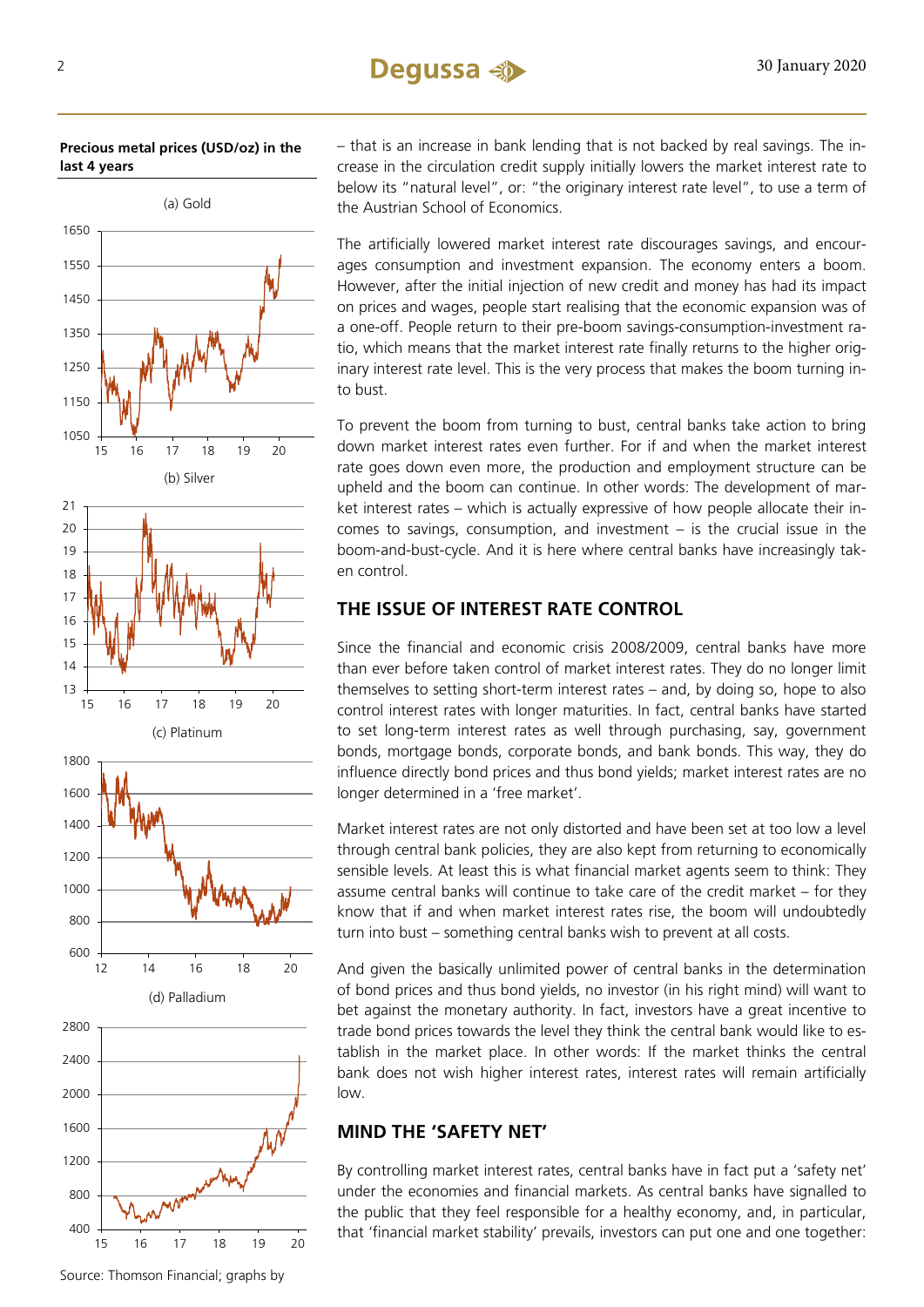**Precious metal prices (USD/oz) in the last 4 years**

(a) Gold

(b) Silver

(c) Platinum

(d) Palladium

Source: Thomson Financial; graphs by

– that is an increase in bank lending that is not backed by real savings. The increase in the circulation credit supply initially lowers the market interest rate to below its "natural level", or: "the originary interest rate level", to use a term of the Austrian School of Economics.

The artificially lowered market interest rate discourages savings, and encourages consumption and investment expansion. The economy enters a boom. However, after the initial injection of new credit and money has had its impact on prices and wages, people start realising that the economic expansion was of a one-off. People return to their pre-boom savings-consumption-investment ratio, which means that the market interest rate finally returns to the higher originary interest rate level. This is the very process that makes the boom turning into bust.

To prevent the boom from turning to bust, central banks take action to bring down market interest rates even further. For if and when the market interest rate goes down even more, the production and employment structure can be upheld and the boom can continue. In other words: The development of market interest rates – which is actually expressive of how people allocate their incomes to savings, consumption, and investment – is the crucial issue in the boom-and-bust-cycle. And it is here where central banks have increasingly taken control.

## THE ISSUE OF INTEREST RATE CONTROL

Since the financial and economic crisis 2008/2009, central banks have more than ever before taken control of market interest rates. They do no longer limit themselves to setting short-term interest rates – and, by doing so, hope to also control interest rates with longer maturities. In fact, central banks have started to set long-term interest rates as well through purchasing, say, government bonds, mortgage bonds, corporate bonds, and bank bonds. This way, they do influence directly bond prices and thus bond yields; market interest rates are no longer determined in a 'free market'.

Market interest rates are not only distorted and have been set at too low a level through central bank policies, they are also kept from returning to economically sensible levels. At least this is what financial market agents seem to think: They assume central banks will continue to take care of the credit market – for they know that if and when market interest rates rise, the boom will undoubtedly turn into bust – something central banks wish to prevent at all costs.

And given the basically unlimited power of central banks in the determination of bond prices and thus bond yields, no investor (in his right mind) will want to bet against the monetary authority. In fact, investors have a great incentive to trade bond prices towards the level they think the central bank would like to establish in the market place. In other words: If the market thinks the central bank does not wish higher interest rates, interest rates will remain artificially low.

## MIND THE 'SAFETY NET'

By controlling market interest rates, central banks have in fact put a 'safety net' under the economies and financial markets. As central banks have signalled to the public that they feel responsible for a healthy economy, and, in particular, that 'financial market stability' prevails, investors can put one and one together: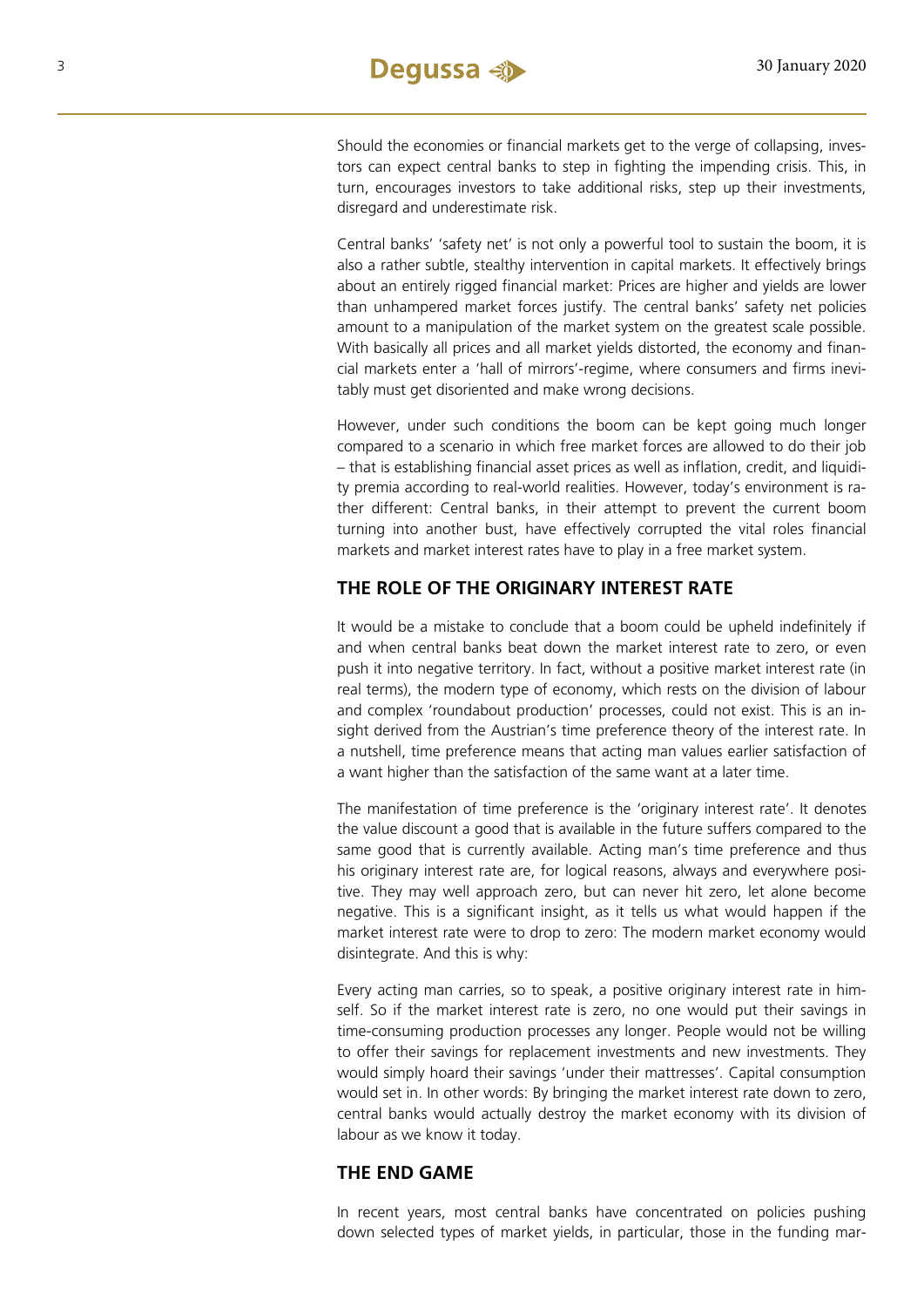Should the economies or financial markets get to the verge of collapsing, investors can expect central banks to step in fighting the impending crisis. This, in turn, encourages investors to take additional risks, step up their investments, disregard and underestimate risk.

Central banks' 'safety net' is not only a powerful tool to sustain the boom, it is also a rather subtle, stealthy intervention in capital markets. It effectively brings about an entirely rigged financial market: Prices are higher and yields are lower than unhampered market forces justify. The central banks' safety net policies amount to a manipulation of the market system on the greatest scale possible. With basically all prices and all market yields distorted, the economy and financial markets enter a 'hall of mirrors'-regime, where consumers and firms inevitably must get disoriented and make wrong decisions.

However, under such conditions the boom can be kept going much longer compared to a scenario in which free market forces are allowed to do their job – that is establishing financial asset prices as well as inflation, credit, and liquidity premia according to real-world realities. However, today's environment is rather different: Central banks, in their attempt to prevent the current boom turning into another bust, have effectively corrupted the vital roles financial markets and market interest rates have to play in a free market system.

## THE ROLE OF THE ORIGINARY INTEREST RATE

It would be a mistake to conclude that a boom could be upheld indefinitely if and when central banks beat down the market interest rate to zero, or even push it into negative territory. In fact, without a positive market interest rate (in real terms), the modern type of economy, which rests on the division of labour and complex 'roundabout production' processes, could not exist. This is an insight derived from the Austrian's time preference theory of the interest rate. In a nutshell, time preference means that acting man values earlier satisfaction of a want higher than the satisfaction of the same want at a later time.

The manifestation of time preference is the 'originary interest rate'. It denotes the value discount a good that is available in the future suffers compared to the same good that is currently available. Acting man's time preference and thus his originary interest rate are, for logical reasons, always and everywhere positive. They may well approach zero, but can never hit zero, let alone become negative. This is a significant insight, as it tells us what would happen if the market interest rate were to drop to zero: The modern market economy would disintegrate. And this is why:

Every acting man carries, so to speak, a positive originary interest rate in himself. So if the market interest rate is zero, no one would put their savings in time-consuming production processes any longer. People would not be willing to offer their savings for replacement investments and new investments. They would simply hoard their savings 'under their mattresses'. Capital consumption would set in. In other words: By bringing the market interest rate down to zero, central banks would actually destroy the market economy with its division of labour as we know it today.

## THE END GAME

In recent years, most central banks have concentrated on policies pushing down selected types of market yields, in particular, those in the funding mar-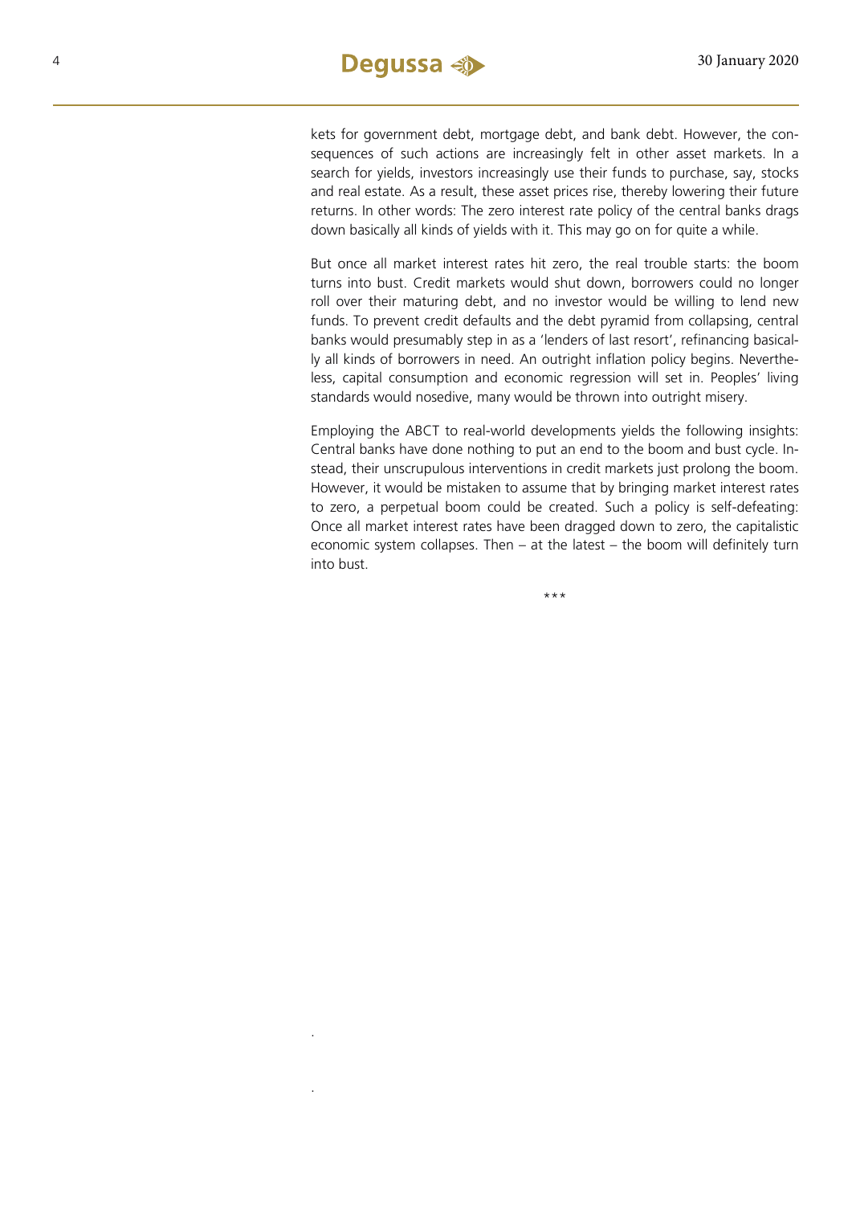kets for government debt, mortgage debt, and bank debt. However, the consequences of such actions are increasingly felt in other asset markets. In a search for yields, investors increasingly use their funds to purchase, say, stocks and real estate. As a result, these asset prices rise, thereby lowering their future returns. In other words: The zero interest rate policy of the central banks drags down basically all kinds of yields with it. This may go on for quite a while.

But once all market interest rates hit zero, the real trouble starts: the boom turns into bust. Credit markets would shut down, borrowers could no longer roll over their maturing debt, and no investor would be willing to lend new funds. To prevent credit defaults and the debt pyramid from collapsing, central banks would presumably step in as a 'lenders of last resort', refinancing basically all kinds of borrowers in need. An outright inflation policy begins. Nevertheless, capital consumption and economic regression will set in. Peoples' living standards would nosedive, many would be thrown into outright misery.

Employing the ABCT to real-world developments yields the following insights: Central banks have done nothing to put an end to the boom and bust cycle. Instead, their unscrupulous interventions in credit markets just prolong the boom. However, it would be mistaken to assume that by bringing market interest rates to zero, a perpetual boom could be created. Such a policy is self-defeating: Once all market interest rates have been dragged down to zero, the capitalistic economic system collapses. Then – at the latest – the boom will definitely turn into bust.

\*\*\*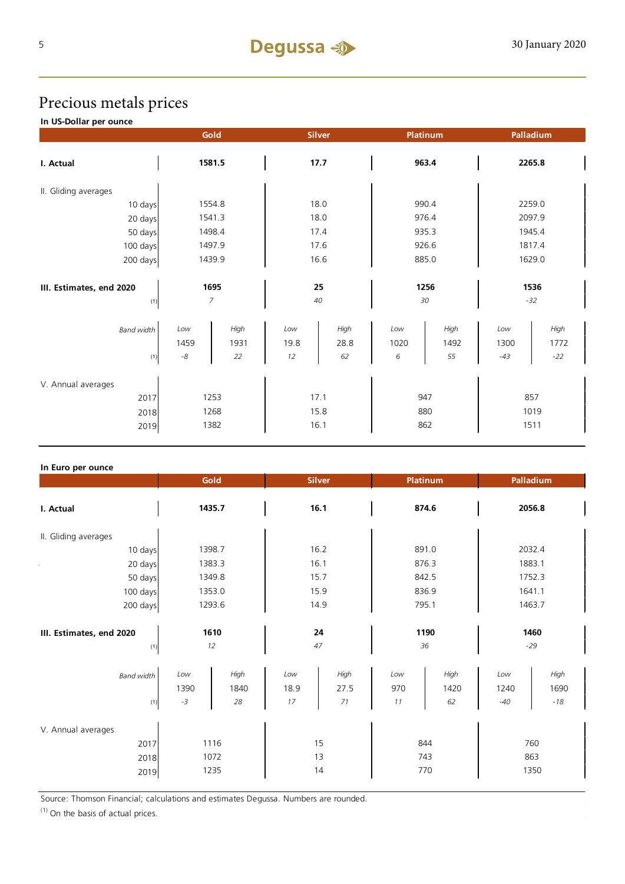# Precious metals prices

**In US-Dollar per ounce**

| | Gold | | Silver | | Platinum | | Palladium | |
|---|---|---|---|---|---|---|---|---|
| **I. Actual** | **1581.5** | | **17.7** | | **963.4** | | **2265.8** | |
| II. Gliding averages | | | | | | | | |
| 10 days | 1554.8 | | 18.0 | | 990.4 | | 2259.0 | |
| 20 days | 1541.3 | | 18.0 | | 976.4 | | 2097.9 | |
| 50 days | 1498.4 | | 17.4 | | 935.3 | | 1945.4 | |
| 100 days | 1497.9 | | 17.6 | | 926.6 | | 1817.4 | |
| 200 days | 1439.9 | | 16.6 | | 885.0 | | 1629.0 | |
| **III. Estimates, end 2020** | **1695** | | **25** | | **1256** | | **1536** | |
| (1) | *7* | | *40* | | *30* | | *-32* | |
| *Band width* | *Low* | *High* | *Low* | *High* | *Low* | *High* | *Low* | *High* |
| | 1459 | 1931 | 19.8 | 28.8 | 1020 | 1492 | 1300 | 1772 |
| (1) | *-8* | *22* | *12* | *62* | *6* | *55* | *-43* | *-22* |
| V. Annual averages | | | | | | | | |
| 2017 | 1253 | | 17.1 | | 947 | | 857 | |
| 2018 | 1268 | | 15.8 | | 880 | | 1019 | |
| 2019 | 1382 | | 16.1 | | 862 | | 1511 | |

**In Euro per ounce**

| | Gold | | Silver | | Platinum | | Palladium | |
|---|---|---|---|---|---|---|---|---|
| **I. Actual** | **1435.7** | | **16.1** | | **874.6** | | **2056.8** | |
| II. Gliding averages | | | | | | | | |
| 10 days | 1398.7 | | 16.2 | | 891.0 | | 2032.4 | |
| 20 days | 1383.3 | | 16.1 | | 876.3 | | 1883.1 | |
| 50 days | 1349.8 | | 15.7 | | 842.5 | | 1752.3 | |
| 100 days | 1353.0 | | 15.9 | | 836.9 | | 1641.1 | |
| 200 days | 1293.6 | | 14.9 | | 795.1 | | 1463.7 | |
| **III. Estimates, end 2020** | **1610** | | **24** | | **1190** | | **1460** | |
| (1) | *12* | | *47* | | *36* | | *-29* | |
| *Band width* | *Low* | *High* | *Low* | *High* | *Low* | *High* | *Low* | *High* |
| | 1390 | 1840 | 18.9 | 27.5 | 970 | 1420 | 1240 | 1690 |
| (1) | *-3* | *28* | *17* | *71* | *11* | *62* | *-40* | *-18* |
| V. Annual averages | | | | | | | | |
| 2017 | 1116 | | 15 | | 844 | | 760 | |
| 2018 | 1072 | | 13 | | 743 | | 863 | |
| 2019 | 1235 | | 14 | | 770 | | 1350 | |

Source: Thomson Financial; calculations and estimates Degussa. Numbers are rounded.

(1) On the basis of actual prices.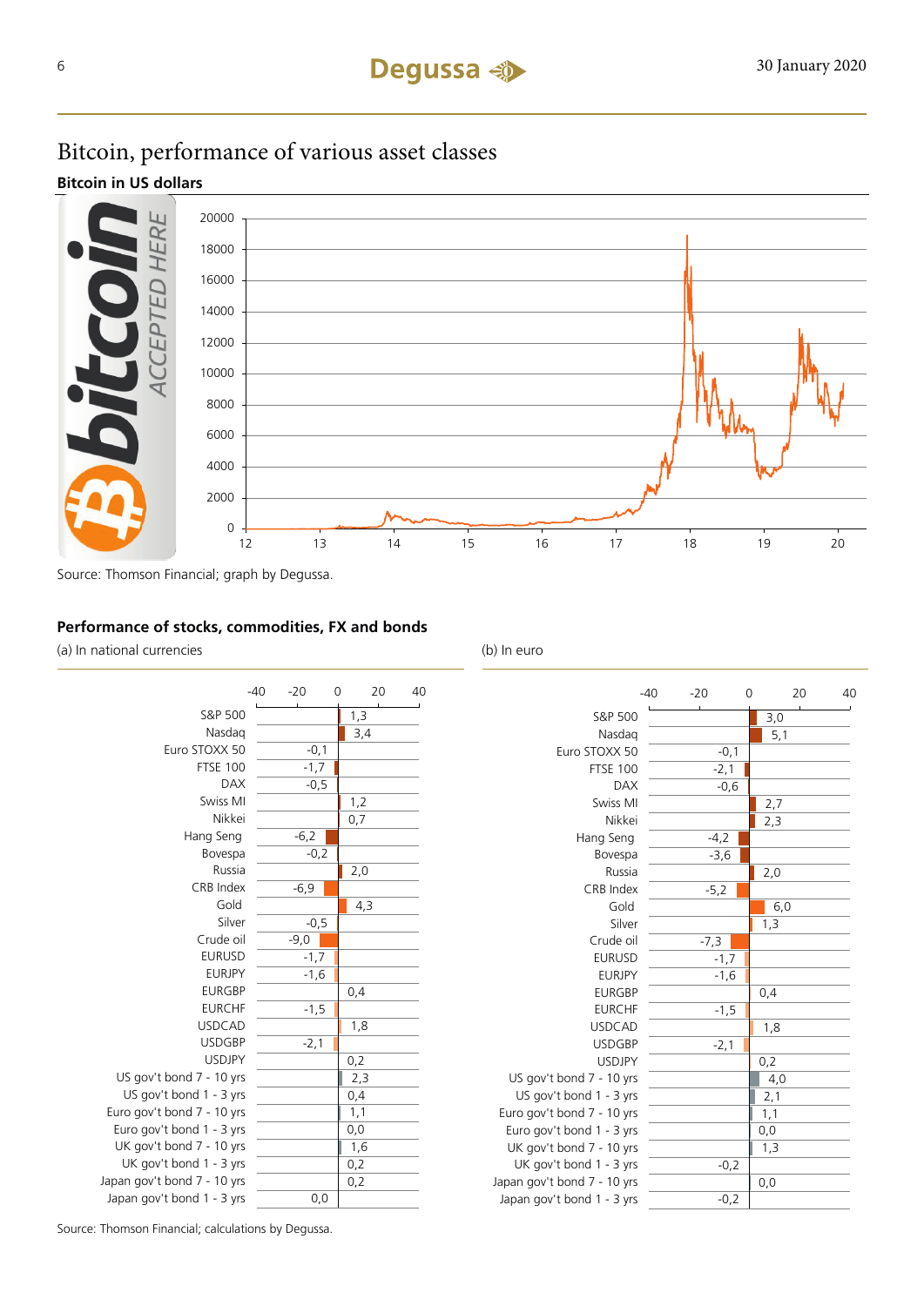# Bitcoin, performance of various asset classes

**Bitcoin in US dollars**

Source: Thomson Financial; graph by Degussa.

**Performance of stocks, commodities, FX and bonds**

| | (a) In national currencies | (b) In euro |
|---|---|---|
| S&P 500 | 1,3 | 3,0 |
| Nasdaq | 3,4 | 5,1 |
| Euro STOXX 50 | -0,1 | -0,1 |
| FTSE 100 | -1,7 | -2,1 |
| DAX | -0,5 | -0,6 |
| Swiss MI | 1,2 | 2,7 |
| Nikkei | 0,7 | 2,3 |
| Hang Seng | -6,2 | -4,2 |
| Bovespa | -0,2 | -3,6 |
| Russia | 2,0 | 2,0 |
| CRB Index | -6,9 | -5,2 |
| Gold | 4,3 | 6,0 |
| Silver | -0,5 | 1,3 |
| Crude oil | -9,0 | -7,3 |
| EURUSD | -1,7 | -1,7 |
| EURJPY | -1,6 | -1,6 |
| EURGBP | 0,4 | 0,4 |
| EURCHF | -1,5 | -1,5 |
| USDCAD | 1,8 | 1,8 |
| USDGBP | -2,1 | -2,1 |
| USDJPY | 0,2 | 0,2 |
| US gov't bond 7 - 10 yrs | 2,3 | 4,0 |
| US gov't bond 1 - 3 yrs | 0,4 | 2,1 |
| Euro gov't bond 7 - 10 yrs | 1,1 | 1,1 |
| Euro gov't bond 1 - 3 yrs | 0,0 | 0,0 |
| UK gov't bond 7 - 10 yrs | 1,6 | 1,3 |
| UK gov't bond 1 - 3 yrs | 0,2 | -0,2 |
| Japan gov't bond 7 - 10 yrs | 0,2 | 0,0 |
| Japan gov't bond 1 - 3 yrs | 0,0 | -0,2 |

Source: Thomson Financial; calculations by Degussa.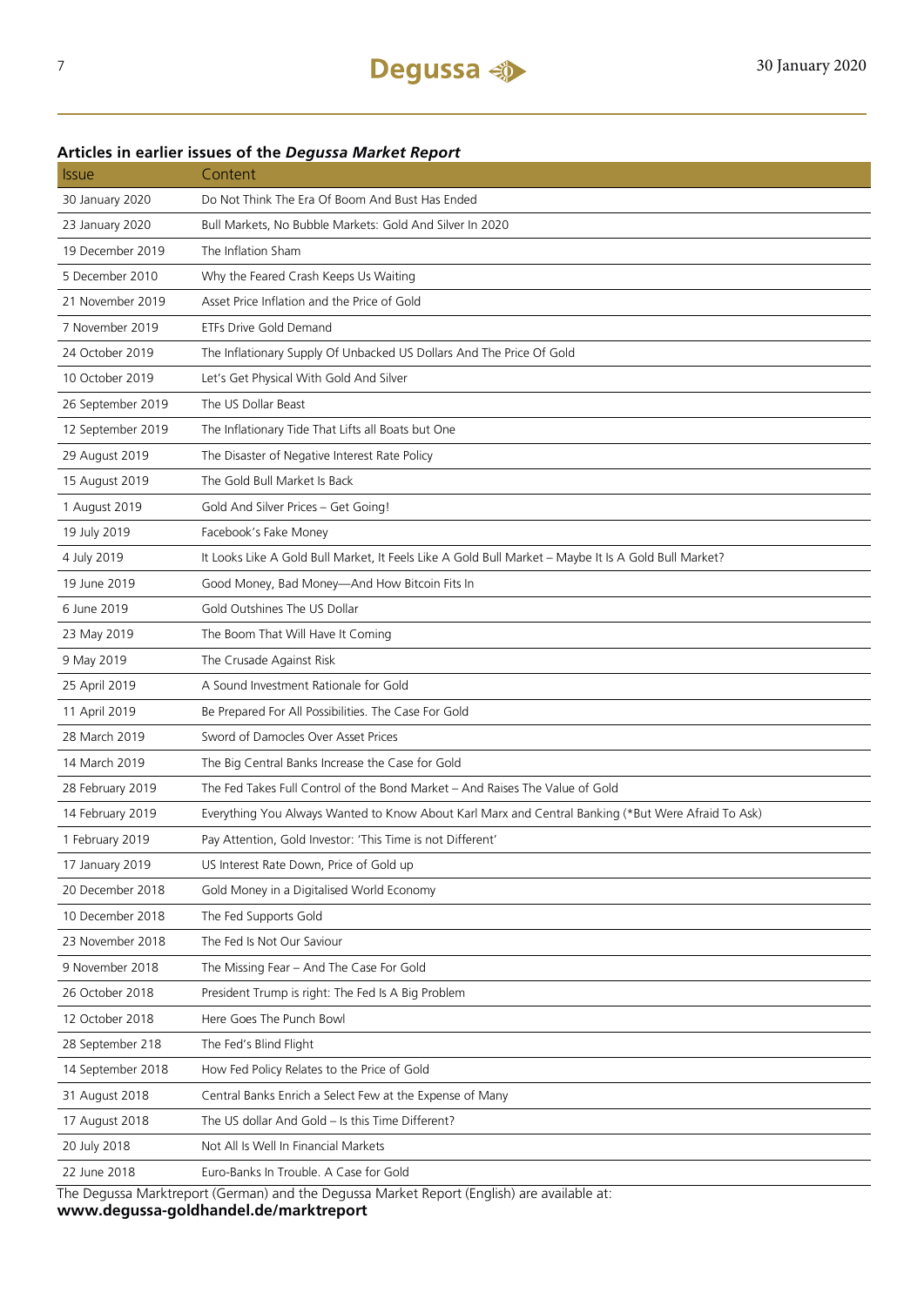### Articles in earlier issues of the *Degussa Market Report*

| Issue | Content |
|---|---|
| 30 January 2020 | Do Not Think The Era Of Boom And Bust Has Ended |
| 23 January 2020 | Bull Markets, No Bubble Markets: Gold And Silver In 2020 |
| 19 December 2019 | The Inflation Sham |
| 5 December 2010 | Why the Feared Crash Keeps Us Waiting |
| 21 November 2019 | Asset Price Inflation and the Price of Gold |
| 7 November 2019 | ETFs Drive Gold Demand |
| 24 October 2019 | The Inflationary Supply Of Unbacked US Dollars And The Price Of Gold |
| 10 October 2019 | Let's Get Physical With Gold And Silver |
| 26 September 2019 | The US Dollar Beast |
| 12 September 2019 | The Inflationary Tide That Lifts all Boats but One |
| 29 August 2019 | The Disaster of Negative Interest Rate Policy |
| 15 August 2019 | The Gold Bull Market Is Back |
| 1 August 2019 | Gold And Silver Prices – Get Going! |
| 19 July 2019 | Facebook's Fake Money |
| 4 July 2019 | It Looks Like A Gold Bull Market, It Feels Like A Gold Bull Market – Maybe It Is A Gold Bull Market? |
| 19 June 2019 | Good Money, Bad Money—And How Bitcoin Fits In |
| 6 June 2019 | Gold Outshines The US Dollar |
| 23 May 2019 | The Boom That Will Have It Coming |
| 9 May 2019 | The Crusade Against Risk |
| 25 April 2019 | A Sound Investment Rationale for Gold |
| 11 April 2019 | Be Prepared For All Possibilities. The Case For Gold |
| 28 March 2019 | Sword of Damocles Over Asset Prices |
| 14 March 2019 | The Big Central Banks Increase the Case for Gold |
| 28 February 2019 | The Fed Takes Full Control of the Bond Market – And Raises The Value of Gold |
| 14 February 2019 | Everything You Always Wanted to Know About Karl Marx and Central Banking (*But Were Afraid To Ask) |
| 1 February 2019 | Pay Attention, Gold Investor: 'This Time is not Different' |
| 17 January 2019 | US Interest Rate Down, Price of Gold up |
| 20 December 2018 | Gold Money in a Digitalised World Economy |
| 10 December 2018 | The Fed Supports Gold |
| 23 November 2018 | The Fed Is Not Our Saviour |
| 9 November 2018 | The Missing Fear – And The Case For Gold |
| 26 October 2018 | President Trump is right: The Fed Is A Big Problem |
| 12 October 2018 | Here Goes The Punch Bowl |
| 28 September 218 | The Fed's Blind Flight |
| 14 September 2018 | How Fed Policy Relates to the Price of Gold |
| 31 August 2018 | Central Banks Enrich a Select Few at the Expense of Many |
| 17 August 2018 | The US dollar And Gold – Is this Time Different? |
| 20 July 2018 | Not All Is Well In Financial Markets |
| 22 June 2018 | Euro-Banks In Trouble. A Case for Gold |

The Degussa Marktreport (German) and the Degussa Market Report (English) are available at:
**www.degussa-goldhandel.de/marktreport**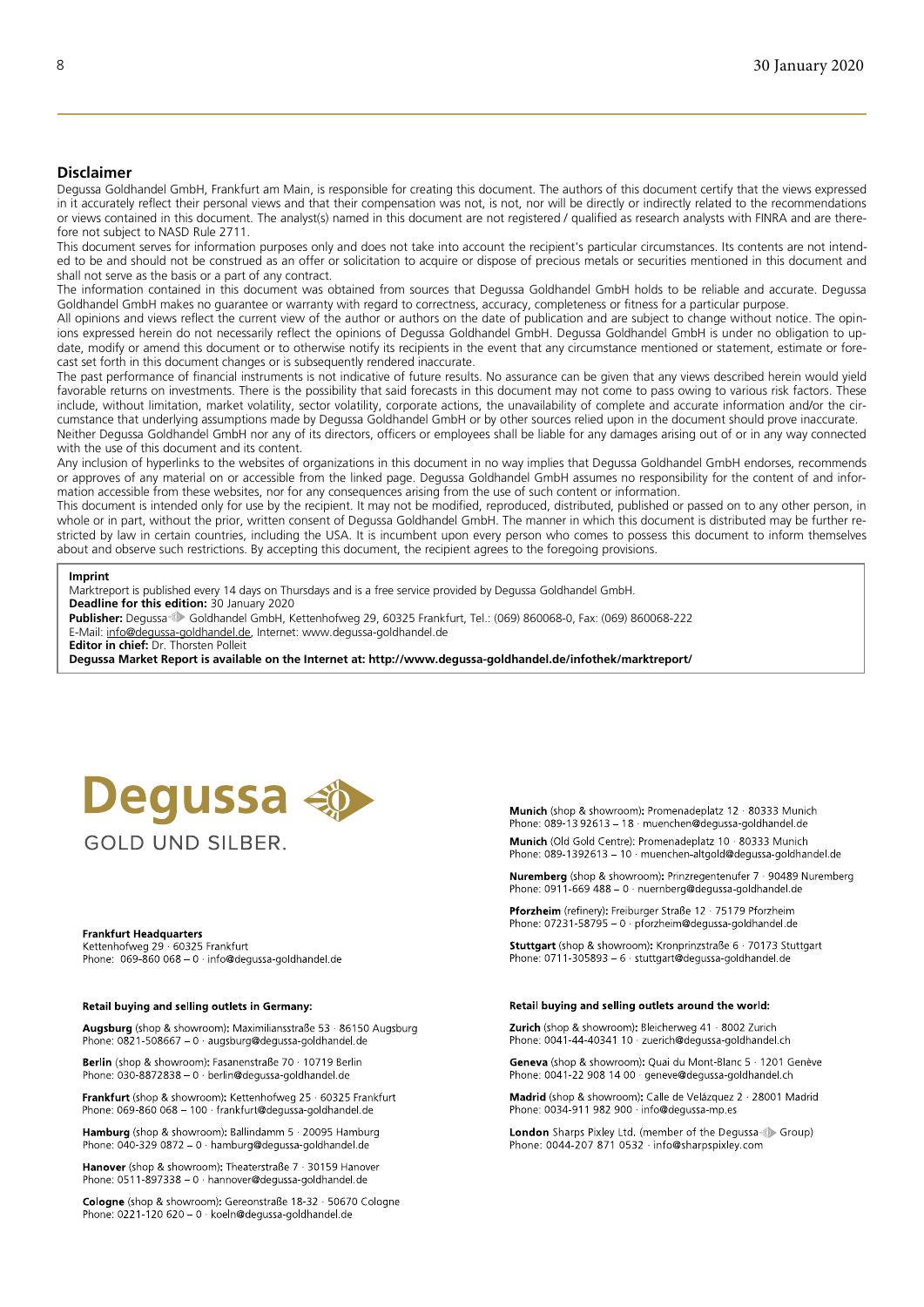## Disclaimer

Degussa Goldhandel GmbH, Frankfurt am Main, is responsible for creating this document. The authors of this document certify that the views expressed in it accurately reflect their personal views and that their compensation was not, is not, nor will be directly or indirectly related to the recommendations or views contained in this document. The analyst(s) named in this document are not registered / qualified as research analysts with FINRA and are therefore not subject to NASD Rule 2711.

This document serves for information purposes only and does not take into account the recipient's particular circumstances. Its contents are not intended to be and should not be construed as an offer or solicitation to acquire or dispose of precious metals or securities mentioned in this document and shall not serve as the basis or a part of any contract.

The information contained in this document was obtained from sources that Degussa Goldhandel GmbH holds to be reliable and accurate. Degussa Goldhandel GmbH makes no guarantee or warranty with regard to correctness, accuracy, completeness or fitness for a particular purpose.

All opinions and views reflect the current view of the author or authors on the date of publication and are subject to change without notice. The opinions expressed herein do not necessarily reflect the opinions of Degussa Goldhandel GmbH. Degussa Goldhandel GmbH is under no obligation to update, modify or amend this document or to otherwise notify its recipients in the event that any circumstance mentioned or statement, estimate or forecast set forth in this document changes or is subsequently rendered inaccurate.

The past performance of financial instruments is not indicative of future results. No assurance can be given that any views described herein would yield favorable returns on investments. There is the possibility that said forecasts in this document may not come to pass owing to various risk factors. These include, without limitation, market volatility, sector volatility, corporate actions, the unavailability of complete and accurate information and/or the circumstance that underlying assumptions made by Degussa Goldhandel GmbH or by other sources relied upon in the document should prove inaccurate.

Neither Degussa Goldhandel GmbH nor any of its directors, officers or employees shall be liable for any damages arising out of or in any way connected with the use of this document and its content.

Any inclusion of hyperlinks to the websites of organizations in this document in no way implies that Degussa Goldhandel GmbH endorses, recommends or approves of any material on or accessible from the linked page. Degussa Goldhandel GmbH assumes no responsibility for the content of and information accessible from these websites, nor for any consequences arising from the use of such content or information.

This document is intended only for use by the recipient. It may not be modified, reproduced, distributed, published or passed on to any other person, in whole or in part, without the prior, written consent of Degussa Goldhandel GmbH. The manner in which this document is distributed may be further restricted by law in certain countries, including the USA. It is incumbent upon every person who comes to possess this document to inform themselves about and observe such restrictions. By accepting this document, the recipient agrees to the foregoing provisions.

**Imprint**

Marktreport is published every 14 days on Thursdays and is a free service provided by Degussa Goldhandel GmbH.

**Deadline for this edition:** 30 January 2020

**Publisher:** Degussa Goldhandel GmbH, Kettenhofweg 29, 60325 Frankfurt, Tel.: (069) 860068-0, Fax: (069) 860068-222

E-Mail: info@degussa-goldhandel.de, Internet: www.degussa-goldhandel.de

**Editor in chief:** Dr. Thorsten Polleit

**Degussa Market Report is available on the Internet at: http://www.degussa-goldhandel.de/infothek/marktreport/**

Degussa
GOLD UND SILBER.

**Frankfurt Headquarters**
Kettenhofweg 29 · 60325 Frankfurt
Phone: 069-860 068 – 0 · info@degussa-goldhandel.de

**Retail buying and selling outlets in Germany:**

**Augsburg** (shop & showroom): Maximiliansstraße 53 · 86150 Augsburg
Phone: 0821-508667 – 0 · augsburg@degussa-goldhandel.de

**Berlin** (shop & showroom): Fasanenstraße 70 · 10719 Berlin
Phone: 030-8872838 – 0 · berlin@degussa-goldhandel.de

**Frankfurt** (shop & showroom): Kettenhofweg 25 · 60325 Frankfurt
Phone: 069-860 068 – 100 · frankfurt@degussa-goldhandel.de

**Hamburg** (shop & showroom): Ballindamm 5 · 20095 Hamburg
Phone: 040-329 0872 – 0 · hamburg@degussa-goldhandel.de

**Hanover** (shop & showroom): Theaterstraße 7 · 30159 Hanover
Phone: 0511-897338 – 0 · hannover@degussa-goldhandel.de

**Cologne** (shop & showroom): Gereonstraße 18-32 · 50670 Cologne
Phone: 0221-120 620 – 0 · koeln@degussa-goldhandel.de

**Munich** (shop & showroom): Promenadeplatz 12 · 80333 Munich
Phone: 089-13 92613 – 18 · muenchen@degussa-goldhandel.de

**Munich** (Old Gold Centre): Promenadeplatz 10 · 80333 Munich
Phone: 089-1392613 – 10 · muenchen-altgold@degussa-goldhandel.de

**Nuremberg** (shop & showroom): Prinzregentenufer 7 · 90489 Nuremberg
Phone: 0911-669 488 – 0 · nuernberg@degussa-goldhandel.de

**Pforzheim** (refinery): Freiburger Straße 12 · 75179 Pforzheim
Phone: 07231-58795 – 0 · pforzheim@degussa-goldhandel.de

**Stuttgart** (shop & showroom): Kronprinzstraße 6 · 70173 Stuttgart
Phone: 0711-305893 – 6 · stuttgart@degussa-goldhandel.de

**Retail buying and selling outlets around the world:**

**Zurich** (shop & showroom): Bleicherweg 41 · 8002 Zurich
Phone: 0041-44-40341 10 · zuerich@degussa-goldhandel.ch

**Geneva** (shop & showroom): Quai du Mont-Blanc 5 · 1201 Genève
Phone: 0041-22 908 14 00 · geneve@degussa-goldhandel.ch

**Madrid** (shop & showroom): Calle de Velázquez 2 · 28001 Madrid
Phone: 0034-911 982 900 · info@degussa-mp.es

**London** Sharps Pixley Ltd. (member of the Degussa Group)
Phone: 0044-207 871 0532 · info@sharpspixley.com